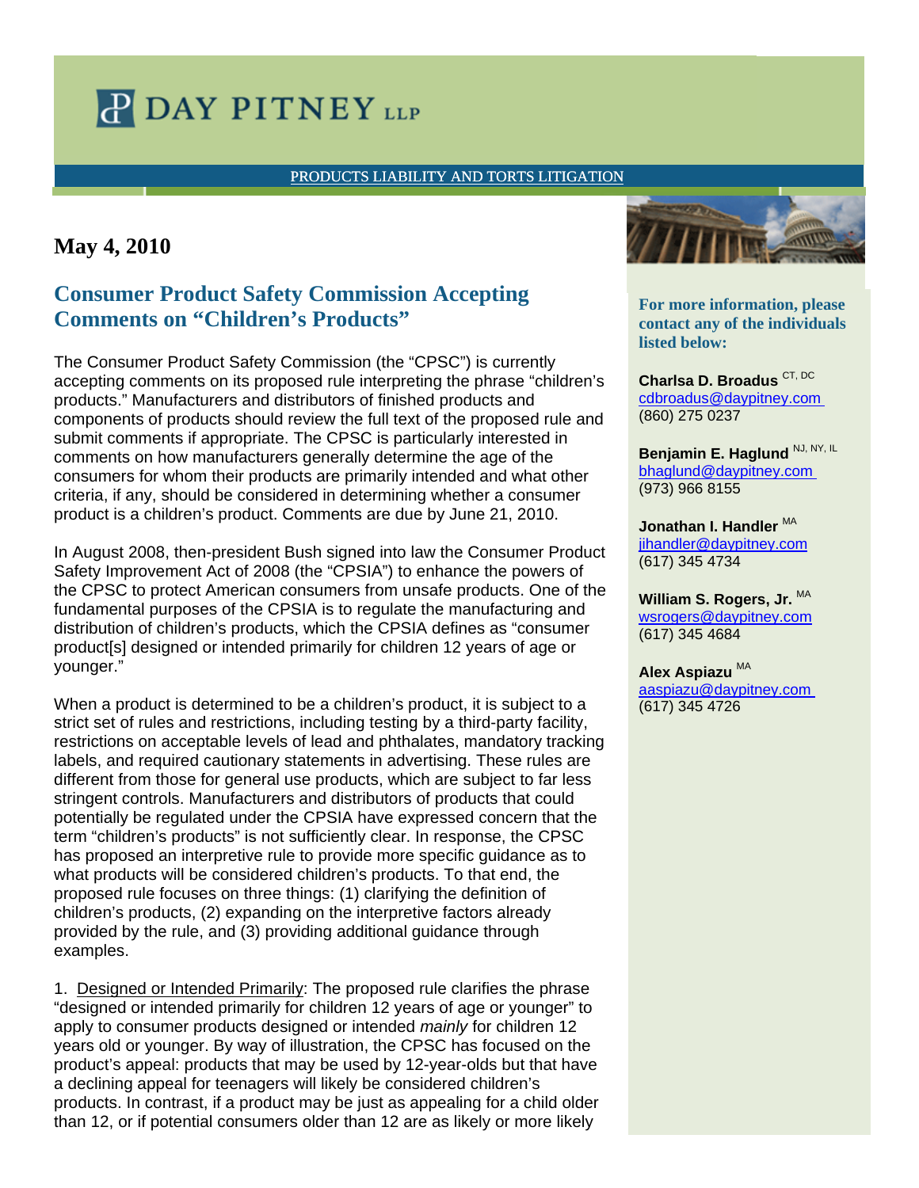# DAY PITNEY LLP

PRODUCTS LIABILITY AND TORTS LITIGATION

**May 4, 2010**

## Consumer Product Safety Commission Accepting Comments on "Children's Products"

The Consumer Product Safety Commission (the "CPSC") is currently accepting comments on its proposed rule interpreting the phrase "children's products." Manufacturers and distributors of finished products and components of products should review the full text of the proposed rule and submit comments if appropriate. The CPSC is particularly interested in comments on how manufacturers generally determine the age of the consumers for whom their products are primarily intended and what other criteria, if any, should be considered in determining whether a consumer product is a children's product. Comments are due by June 21, 2010.

In August 2008, then-president Bush signed into law the Consumer Product Safety Improvement Act of 2008 (the "CPSIA") to enhance the powers of the CPSC to protect American consumers from unsafe products. One of the fundamental purposes of the CPSIA is to regulate the manufacturing and distribution of children's products, which the CPSIA defines as "consumer product[s] designed or intended primarily for children 12 years of age or younger."

When a product is determined to be a children's product, it is subject to a strict set of rules and restrictions, including testing by a third-party facility, restrictions on acceptable levels of lead and phthalates, mandatory tracking labels, and required cautionary statements in advertising. These rules are different from those for general use products, which are subject to far less stringent controls. Manufacturers and distributors of products that could potentially be regulated under the CPSIA have expressed concern that the term "children's products" is not sufficiently clear. In response, the CPSC has proposed an interpretive rule to provide more specific guidance as to what products will be considered children's products. To that end, the proposed rule focuses on three things: (1) clarifying the definition of children's products, (2) expanding on the interpretive factors already provided by the rule, and (3) providing additional guidance through examples.

1. Designed or Intended Primarily: The proposed rule clarifies the phrase "designed or intended primarily for children 12 years of age or younger" to apply to consumer products designed or intended *mainly* for children 12 years old or younger. By way of illustration, the CPSC has focused on the product's appeal: products that may be used by 12-year-olds but that have a declining appeal for teenagers will likely be considered children's products. In contrast, if a product may be just as appealing for a child older than 12, or if potential consumers older than 12 are as likely or more likely

**For more information, please contact any of the individuals listed below:**

**Charlsa D. Broadus** CT, DC
cdbroadus@daypitney.com
(860) 275 0237

**Benjamin E. Haglund** NJ, NY, IL
bhaglund@daypitney.com
(973) 966 8155

**Jonathan I. Handler** MA
jihandler@daypitney.com
(617) 345 4734

**William S. Rogers, Jr.** MA
wsrogers@daypitney.com
(617) 345 4684

**Alex Aspiazu** MA
aaspiazu@daypitney.com
(617) 345 4726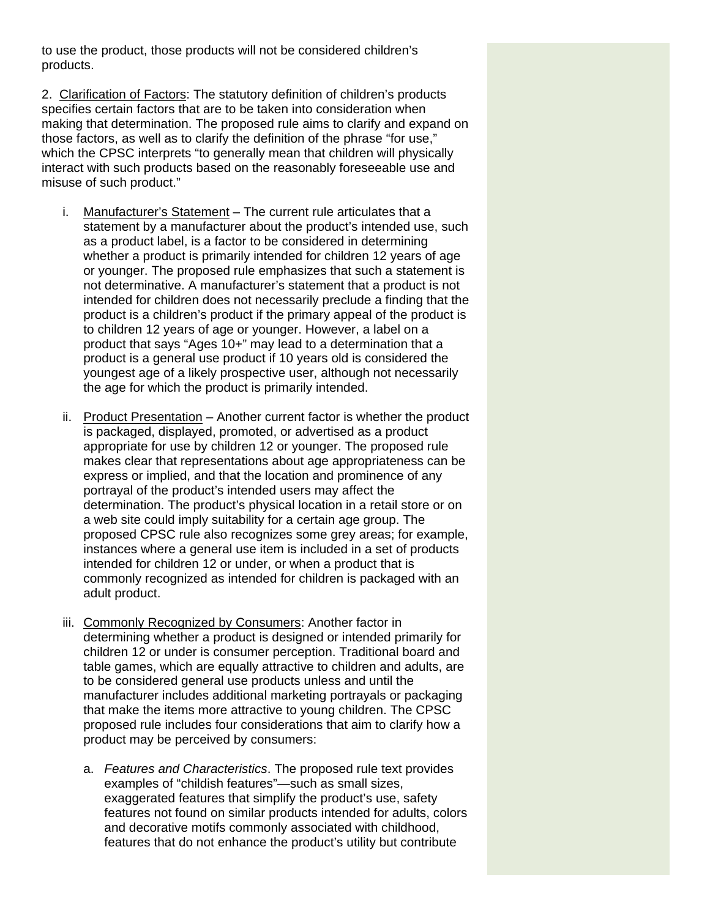to use the product, those products will not be considered children's products.

2. <u>Clarification of Factors</u>: The statutory definition of children's products specifies certain factors that are to be taken into consideration when making that determination. The proposed rule aims to clarify and expand on those factors, as well as to clarify the definition of the phrase "for use," which the CPSC interprets "to generally mean that children will physically interact with such products based on the reasonably foreseeable use and misuse of such product."

   i. <u>Manufacturer's Statement</u> – The current rule articulates that a statement by a manufacturer about the product's intended use, such as a product label, is a factor to be considered in determining whether a product is primarily intended for children 12 years of age or younger. The proposed rule emphasizes that such a statement is not determinative. A manufacturer's statement that a product is not intended for children does not necessarily preclude a finding that the product is a children's product if the primary appeal of the product is to children 12 years of age or younger. However, a label on a product that says "Ages 10+" may lead to a determination that a product is a general use product if 10 years old is considered the youngest age of a likely prospective user, although not necessarily the age for which the product is primarily intended.

   ii. <u>Product Presentation</u> – Another current factor is whether the product is packaged, displayed, promoted, or advertised as a product appropriate for use by children 12 or younger. The proposed rule makes clear that representations about age appropriateness can be express or implied, and that the location and prominence of any portrayal of the product's intended users may affect the determination. The product's physical location in a retail store or on a web site could imply suitability for a certain age group. The proposed CPSC rule also recognizes some grey areas; for example, instances where a general use item is included in a set of products intended for children 12 or under, or when a product that is commonly recognized as intended for children is packaged with an adult product.

   iii. <u>Commonly Recognized by Consumers</u>: Another factor in determining whether a product is designed or intended primarily for children 12 or under is consumer perception. Traditional board and table games, which are equally attractive to children and adults, are to be considered general use products unless and until the manufacturer includes additional marketing portrayals or packaging that make the items more attractive to young children. The CPSC proposed rule includes four considerations that aim to clarify how a product may be perceived by consumers:

      a. *Features and Characteristics*. The proposed rule text provides examples of "childish features"—such as small sizes, exaggerated features that simplify the product's use, safety features not found on similar products intended for adults, colors and decorative motifs commonly associated with childhood, features that do not enhance the product's utility but contribute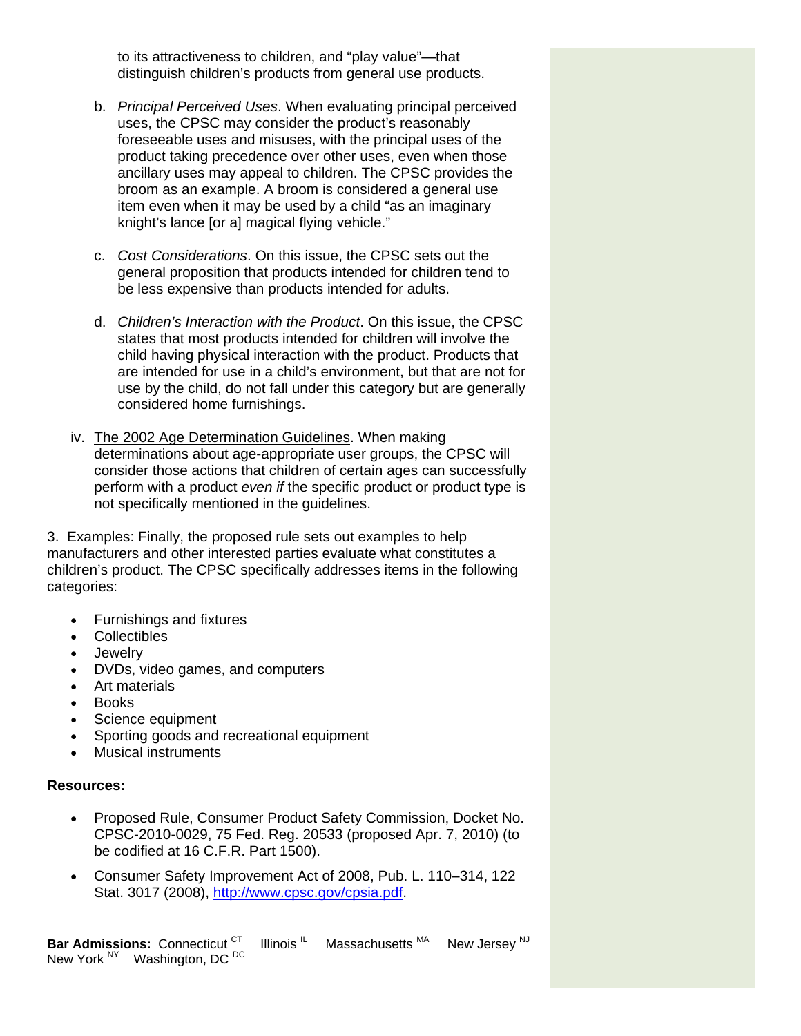to its attractiveness to children, and "play value"—that distinguish children's products from general use products.

b. *Principal Perceived Uses*. When evaluating principal perceived uses, the CPSC may consider the product's reasonably foreseeable uses and misuses, with the principal uses of the product taking precedence over other uses, even when those ancillary uses may appeal to children. The CPSC provides the broom as an example. A broom is considered a general use item even when it may be used by a child "as an imaginary knight's lance [or a] magical flying vehicle."

c. *Cost Considerations*. On this issue, the CPSC sets out the general proposition that products intended for children tend to be less expensive than products intended for adults.

d. *Children's Interaction with the Product*. On this issue, the CPSC states that most products intended for children will involve the child having physical interaction with the product. Products that are intended for use in a child's environment, but that are not for use by the child, do not fall under this category but are generally considered home furnishings.

iv. <u>The 2002 Age Determination Guidelines</u>. When making determinations about age-appropriate user groups, the CPSC will consider those actions that children of certain ages can successfully perform with a product *even if* the specific product or product type is not specifically mentioned in the guidelines.

3. <u>Examples</u>: Finally, the proposed rule sets out examples to help manufacturers and other interested parties evaluate what constitutes a children's product. The CPSC specifically addresses items in the following categories:

- Furnishings and fixtures
- Collectibles
- Jewelry
- DVDs, video games, and computers
- Art materials
- Books
- Science equipment
- Sporting goods and recreational equipment
- Musical instruments

**Resources:**

- Proposed Rule, Consumer Product Safety Commission, Docket No. CPSC-2010-0029, 75 Fed. Reg. 20533 (proposed Apr. 7, 2010) (to be codified at 16 C.F.R. Part 1500).
- Consumer Safety Improvement Act of 2008, Pub. L. 110–314, 122 Stat. 3017 (2008), [http://www.cpsc.gov/cpsia.pdf](http://www.cpsc.gov/cpsia.pdf).

**Bar Admissions:** Connecticut [CT] Illinois [IL] Massachusetts [MA] New Jersey [NJ] New York [NY] Washington, DC [DC]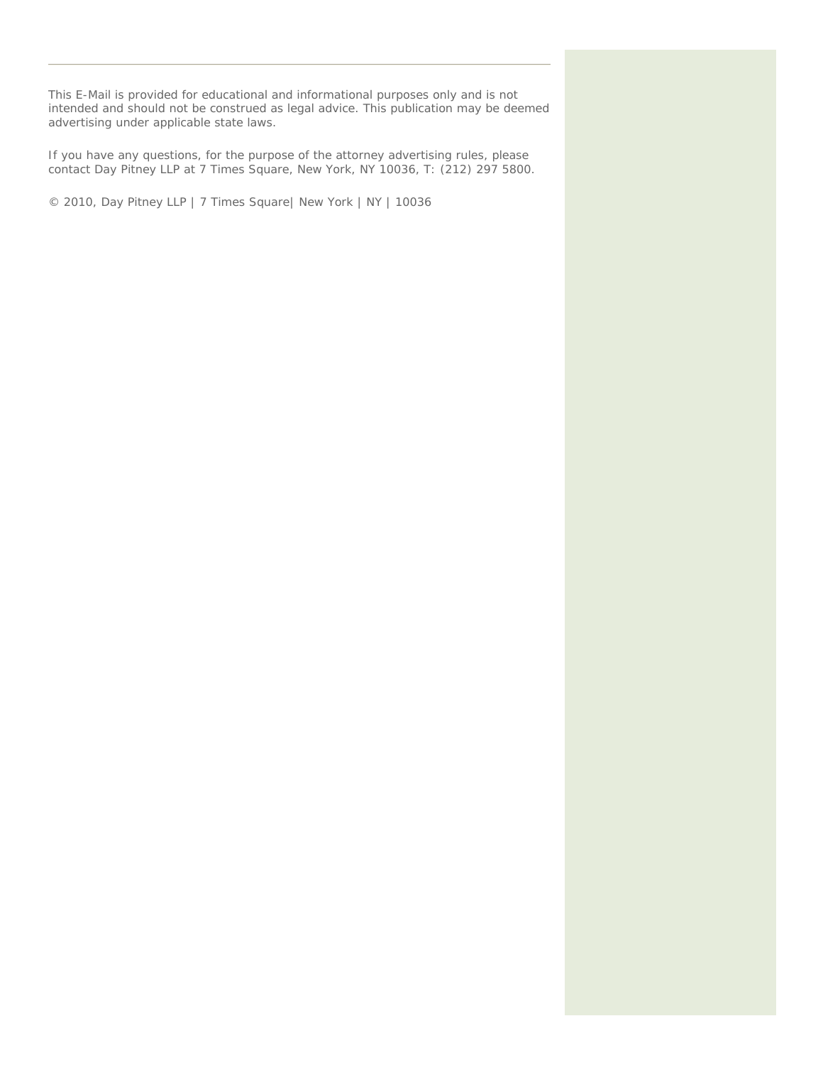This E-Mail is provided for educational and informational purposes only and is not intended and should not be construed as legal advice. This publication may be deemed advertising under applicable state laws.

If you have any questions, for the purpose of the attorney advertising rules, please contact Day Pitney LLP at 7 Times Square, New York, NY 10036, T: (212) 297 5800.

© 2010, Day Pitney LLP | 7 Times Square| New York | NY | 10036